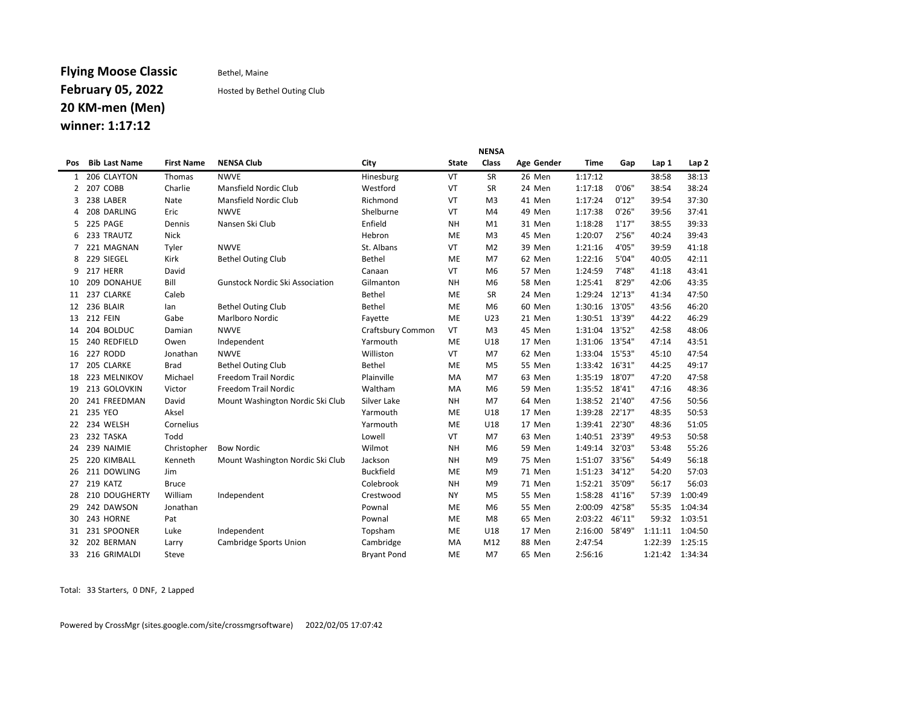**Flying Moose Classic** Bethel, Maine

**February 05, 2022** Hosted by Bethel Outing Club

**20 KM-men (Men)**

**winner: 1:17:12**

| Pos | Bib | Last Name | First Name | NENSA Club | City | State | NENSA Class | Age | Gender | Time | Gap | Lap 1 | Lap 2 |
|---|---|---|---|---|---|---|---|---|---|---|---|---|---|
| 1 | 206 | CLAYTON | Thomas | NWVE | Hinesburg | VT | SR | 26 | Men | 1:17:12 | | 38:58 | 38:13 |
| 2 | 207 | COBB | Charlie | Mansfield Nordic Club | Westford | VT | SR | 24 | Men | 1:17:18 | 0'06" | 38:54 | 38:24 |
| 3 | 238 | LABER | Nate | Mansfield Nordic Club | Richmond | VT | M3 | 41 | Men | 1:17:24 | 0'12" | 39:54 | 37:30 |
| 4 | 208 | DARLING | Eric | NWVE | Shelburne | VT | M4 | 49 | Men | 1:17:38 | 0'26" | 39:56 | 37:41 |
| 5 | 225 | PAGE | Dennis | Nansen Ski Club | Enfield | NH | M1 | 31 | Men | 1:18:28 | 1'17" | 38:55 | 39:33 |
| 6 | 233 | TRAUTZ | Nick | | Hebron | ME | M3 | 45 | Men | 1:20:07 | 2'56" | 40:24 | 39:43 |
| 7 | 221 | MAGNAN | Tyler | NWVE | St. Albans | VT | M2 | 39 | Men | 1:21:16 | 4'05" | 39:59 | 41:18 |
| 8 | 229 | SIEGEL | Kirk | Bethel Outing Club | Bethel | ME | M7 | 62 | Men | 1:22:16 | 5'04" | 40:05 | 42:11 |
| 9 | 217 | HERR | David | | Canaan | VT | M6 | 57 | Men | 1:24:59 | 7'48" | 41:18 | 43:41 |
| 10 | 209 | DONAHUE | Bill | Gunstock Nordic Ski Association | Gilmanton | NH | M6 | 58 | Men | 1:25:41 | 8'29" | 42:06 | 43:35 |
| 11 | 237 | CLARKE | Caleb | | Bethel | ME | SR | 24 | Men | 1:29:24 | 12'13" | 41:34 | 47:50 |
| 12 | 236 | BLAIR | Ian | Bethel Outing Club | Bethel | ME | M6 | 60 | Men | 1:30:16 | 13'05" | 43:56 | 46:20 |
| 13 | 212 | FEIN | Gabe | Marlboro Nordic | Fayette | ME | U23 | 21 | Men | 1:30:51 | 13'39" | 44:22 | 46:29 |
| 14 | 204 | BOLDUC | Damian | NWVE | Craftsbury Common | VT | M3 | 45 | Men | 1:31:04 | 13'52" | 42:58 | 48:06 |
| 15 | 240 | REDFIELD | Owen | Independent | Yarmouth | ME | U18 | 17 | Men | 1:31:06 | 13'54" | 47:14 | 43:51 |
| 16 | 227 | RODD | Jonathan | NWVE | Williston | VT | M7 | 62 | Men | 1:33:04 | 15'53" | 45:10 | 47:54 |
| 17 | 205 | CLARKE | Brad | Bethel Outing Club | Bethel | ME | M5 | 55 | Men | 1:33:42 | 16'31" | 44:25 | 49:17 |
| 18 | 223 | MELNIKOV | Michael | Freedom Trail Nordic | Plainville | MA | M7 | 63 | Men | 1:35:19 | 18'07" | 47:20 | 47:58 |
| 19 | 213 | GOLOVKIN | Victor | Freedom Trail Nordic | Waltham | MA | M6 | 59 | Men | 1:35:52 | 18'41" | 47:16 | 48:36 |
| 20 | 241 | FREEDMAN | David | Mount Washington Nordic Ski Club | Silver Lake | NH | M7 | 64 | Men | 1:38:52 | 21'40" | 47:56 | 50:56 |
| 21 | 235 | YEO | Aksel | | Yarmouth | ME | U18 | 17 | Men | 1:39:28 | 22'17" | 48:35 | 50:53 |
| 22 | 234 | WELSH | Cornelius | | Yarmouth | ME | U18 | 17 | Men | 1:39:41 | 22'30" | 48:36 | 51:05 |
| 23 | 232 | TASKA | Todd | | Lowell | VT | M7 | 63 | Men | 1:40:51 | 23'39" | 49:53 | 50:58 |
| 24 | 239 | NAIMIE | Christopher | Bow Nordic | Wilmot | NH | M6 | 59 | Men | 1:49:14 | 32'03" | 53:48 | 55:26 |
| 25 | 220 | KIMBALL | Kenneth | Mount Washington Nordic Ski Club | Jackson | NH | M9 | 75 | Men | 1:51:07 | 33'56" | 54:49 | 56:18 |
| 26 | 211 | DOWLING | Jim | | Buckfield | ME | M9 | 71 | Men | 1:51:23 | 34'12" | 54:20 | 57:03 |
| 27 | 219 | KATZ | Bruce | | Colebrook | NH | M9 | 71 | Men | 1:52:21 | 35'09" | 56:17 | 56:03 |
| 28 | 210 | DOUGHERTY | William | Independent | Crestwood | NY | M5 | 55 | Men | 1:58:28 | 41'16" | 57:39 | 1:00:49 |
| 29 | 242 | DAWSON | Jonathan | | Pownal | ME | M6 | 55 | Men | 2:00:09 | 42'58" | 55:35 | 1:04:34 |
| 30 | 243 | HORNE | Pat | | Pownal | ME | M8 | 65 | Men | 2:03:22 | 46'11" | 59:32 | 1:03:51 |
| 31 | 231 | SPOONER | Luke | Independent | Topsham | ME | U18 | 17 | Men | 2:16:00 | 58'49" | 1:11:11 | 1:04:50 |
| 32 | 202 | BERMAN | Larry | Cambridge Sports Union | Cambridge | MA | M12 | 88 | Men | 2:47:54 | | 1:22:39 | 1:25:15 |
| 33 | 216 | GRIMALDI | Steve | | Bryant Pond | ME | M7 | 65 | Men | 2:56:16 | | 1:21:42 | 1:34:34 |

Total: 33 Starters, 0 DNF, 2 Lapped

Powered by CrossMgr (sites.google.com/site/crossmgrsoftware) 2022/02/05 17:07:42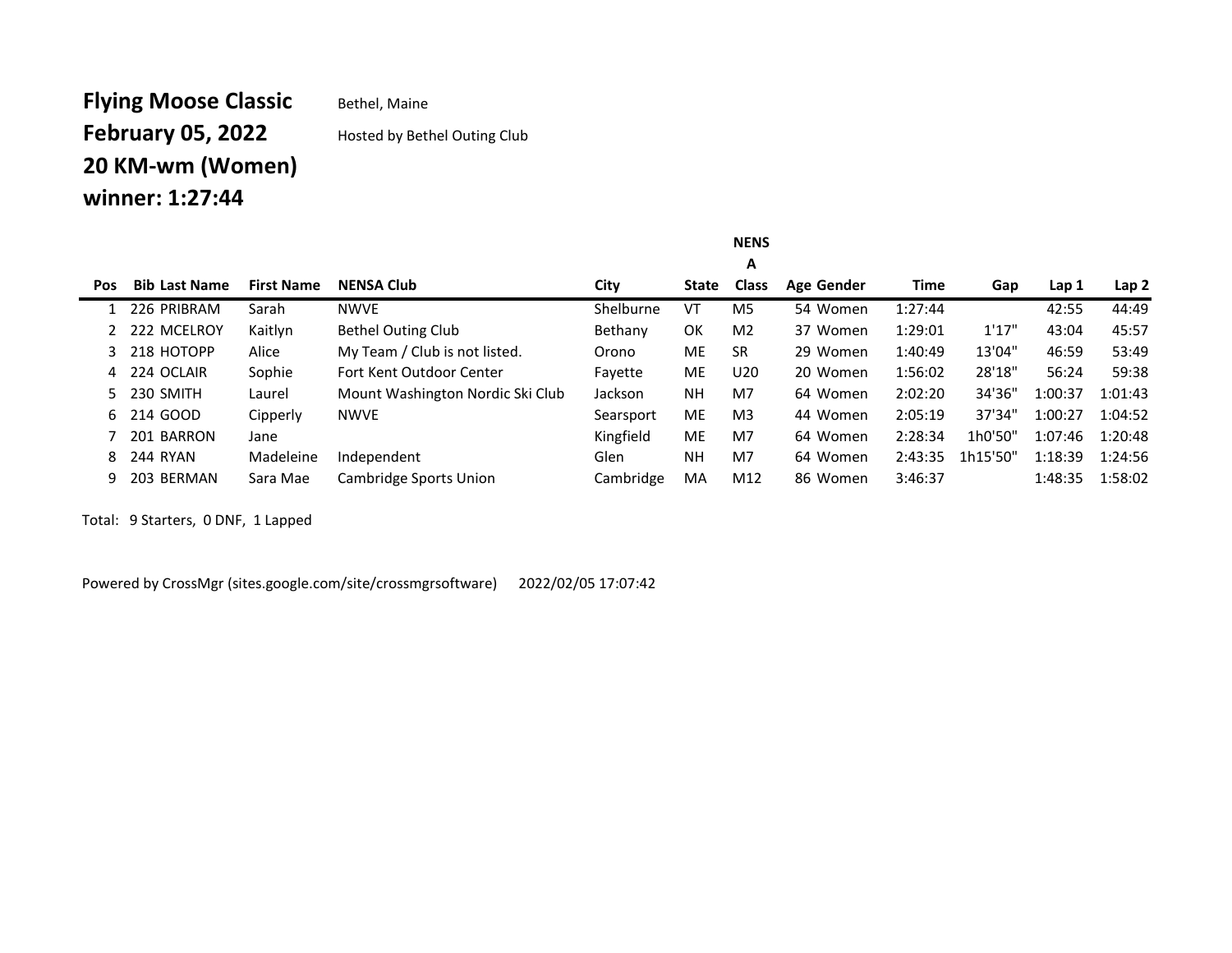**Flying Moose Classic** Bethel, Maine

**February 05, 2022** Hosted by Bethel Outing Club

**20 KM-wm (Women)**

**winner: 1:27:44**

| Pos | Bib | Last Name | First Name | NENSA Club | City | State | NENSA Class | Age | Gender | Time | Gap | Lap 1 | Lap 2 |
|---|---|---|---|---|---|---|---|---|---|---|---|---|---|
| 1 | 226 | PRIBRAM | Sarah | NWVE | Shelburne | VT | M5 | 54 | Women | 1:27:44 | | 42:55 | 44:49 |
| 2 | 222 | MCELROY | Kaitlyn | Bethel Outing Club | Bethany | OK | M2 | 37 | Women | 1:29:01 | 1'17" | 43:04 | 45:57 |
| 3 | 218 | HOTOPP | Alice | My Team / Club is not listed. | Orono | ME | SR | 29 | Women | 1:40:49 | 13'04" | 46:59 | 53:49 |
| 4 | 224 | OCLAIR | Sophie | Fort Kent Outdoor Center | Fayette | ME | U20 | 20 | Women | 1:56:02 | 28'18" | 56:24 | 59:38 |
| 5 | 230 | SMITH | Laurel | Mount Washington Nordic Ski Club | Jackson | NH | M7 | 64 | Women | 2:02:20 | 34'36" | 1:00:37 | 1:01:43 |
| 6 | 214 | GOOD | Cipperly | NWVE | Searsport | ME | M3 | 44 | Women | 2:05:19 | 37'34" | 1:00:27 | 1:04:52 |
| 7 | 201 | BARRON | Jane | | Kingfield | ME | M7 | 64 | Women | 2:28:34 | 1h0'50" | 1:07:46 | 1:20:48 |
| 8 | 244 | RYAN | Madeleine | Independent | Glen | NH | M7 | 64 | Women | 2:43:35 | 1h15'50" | 1:18:39 | 1:24:56 |
| 9 | 203 | BERMAN | Sara Mae | Cambridge Sports Union | Cambridge | MA | M12 | 86 | Women | 3:46:37 | | 1:48:35 | 1:58:02 |

Total: 9 Starters, 0 DNF, 1 Lapped

Powered by CrossMgr (sites.google.com/site/crossmgrsoftware) 2022/02/05 17:07:42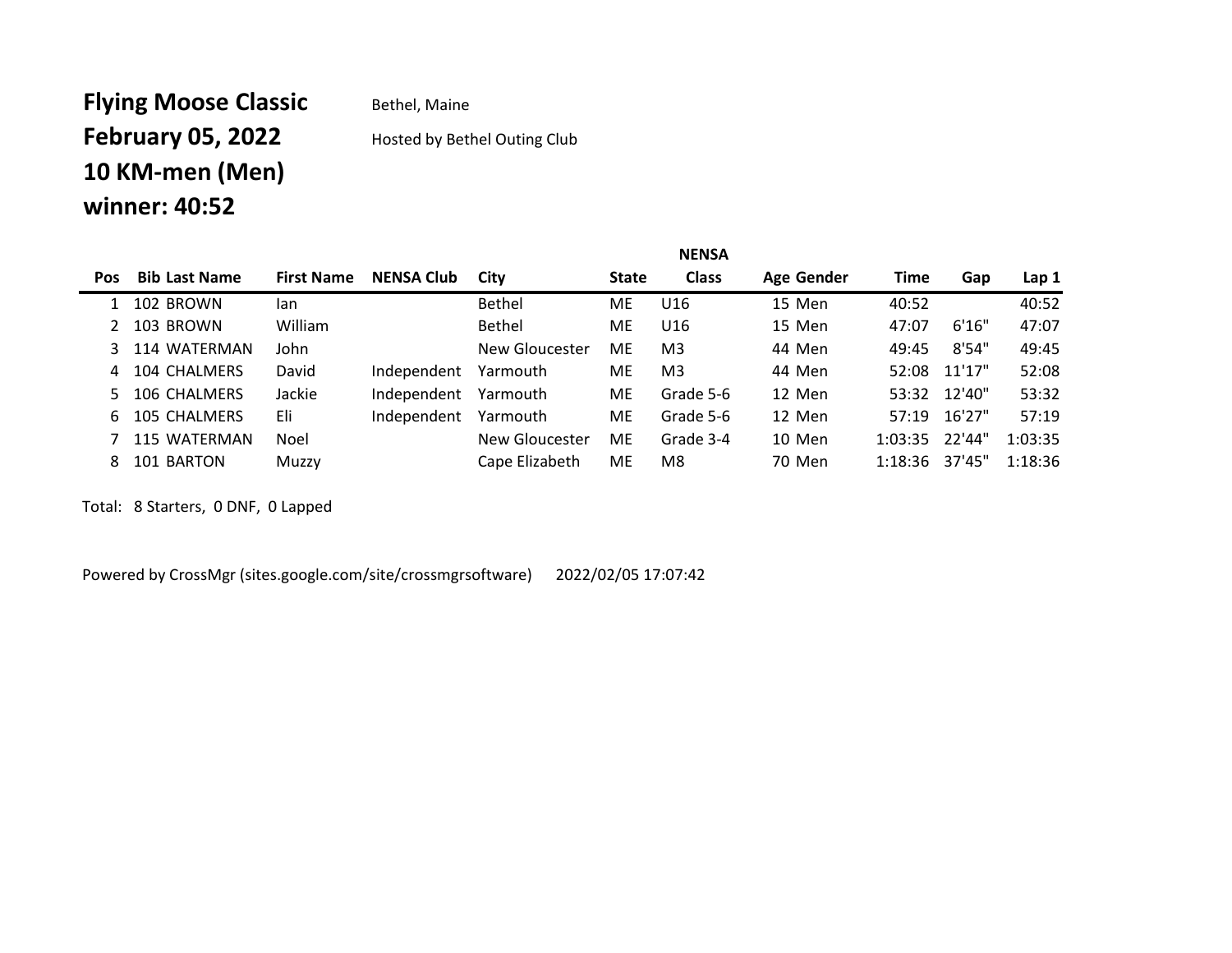# Flying Moose Classic

Bethel, Maine

## February 05, 2022

Hosted by Bethel Outing Club

## 10 KM-men (Men)

## winner: 40:52

| Pos | Bib | Last Name | First Name | NENSA Club | City | State | NENSA Class | Age | Gender | Time | Gap | Lap 1 |
|---|---|---|---|---|---|---|---|---|---|---|---|---|
| 1 | 102 | BROWN | Ian | | Bethel | ME | U16 | 15 | Men | 40:52 | | 40:52 |
| 2 | 103 | BROWN | William | | Bethel | ME | U16 | 15 | Men | 47:07 | 6'16" | 47:07 |
| 3 | 114 | WATERMAN | John | | New Gloucester | ME | M3 | 44 | Men | 49:45 | 8'54" | 49:45 |
| 4 | 104 | CHALMERS | David | Independent | Yarmouth | ME | M3 | 44 | Men | 52:08 | 11'17" | 52:08 |
| 5 | 106 | CHALMERS | Jackie | Independent | Yarmouth | ME | Grade 5-6 | 12 | Men | 53:32 | 12'40" | 53:32 |
| 6 | 105 | CHALMERS | Eli | Independent | Yarmouth | ME | Grade 5-6 | 12 | Men | 57:19 | 16'27" | 57:19 |
| 7 | 115 | WATERMAN | Noel | | New Gloucester | ME | Grade 3-4 | 10 | Men | 1:03:35 | 22'44" | 1:03:35 |
| 8 | 101 | BARTON | Muzzy | | Cape Elizabeth | ME | M8 | 70 | Men | 1:18:36 | 37'45" | 1:18:36 |

Total: 8 Starters, 0 DNF, 0 Lapped

Powered by CrossMgr (sites.google.com/site/crossmgrsoftware) 2022/02/05 17:07:42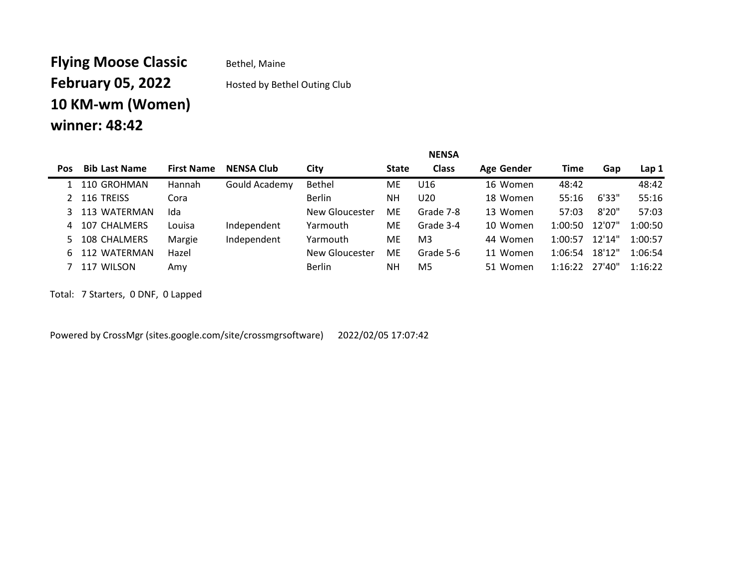**Flying Moose Classic** Bethel, Maine

**February 05, 2022** Hosted by Bethel Outing Club

**10 KM-wm (Women)**

**winner: 48:42**

| Pos | Bib | Last Name | First Name | NENSA Club | City | State | NENSA Class | Age | Gender | Time | Gap | Lap 1 |
|---|---|---|---|---|---|---|---|---|---|---|---|---|
| 1 | 110 | GROHMAN | Hannah | Gould Academy | Bethel | ME | U16 | 16 | Women | 48:42 | | 48:42 |
| 2 | 116 | TREISS | Cora | | Berlin | NH | U20 | 18 | Women | 55:16 | 6'33" | 55:16 |
| 3 | 113 | WATERMAN | Ida | | New Gloucester | ME | Grade 7-8 | 13 | Women | 57:03 | 8'20" | 57:03 |
| 4 | 107 | CHALMERS | Louisa | Independent | Yarmouth | ME | Grade 3-4 | 10 | Women | 1:00:50 | 12'07" | 1:00:50 |
| 5 | 108 | CHALMERS | Margie | Independent | Yarmouth | ME | M3 | 44 | Women | 1:00:57 | 12'14" | 1:00:57 |
| 6 | 112 | WATERMAN | Hazel | | New Gloucester | ME | Grade 5-6 | 11 | Women | 1:06:54 | 18'12" | 1:06:54 |
| 7 | 117 | WILSON | Amy | | Berlin | NH | M5 | 51 | Women | 1:16:22 | 27'40" | 1:16:22 |

Total: 7 Starters, 0 DNF, 0 Lapped

Powered by CrossMgr (sites.google.com/site/crossmgrsoftware) 2022/02/05 17:07:42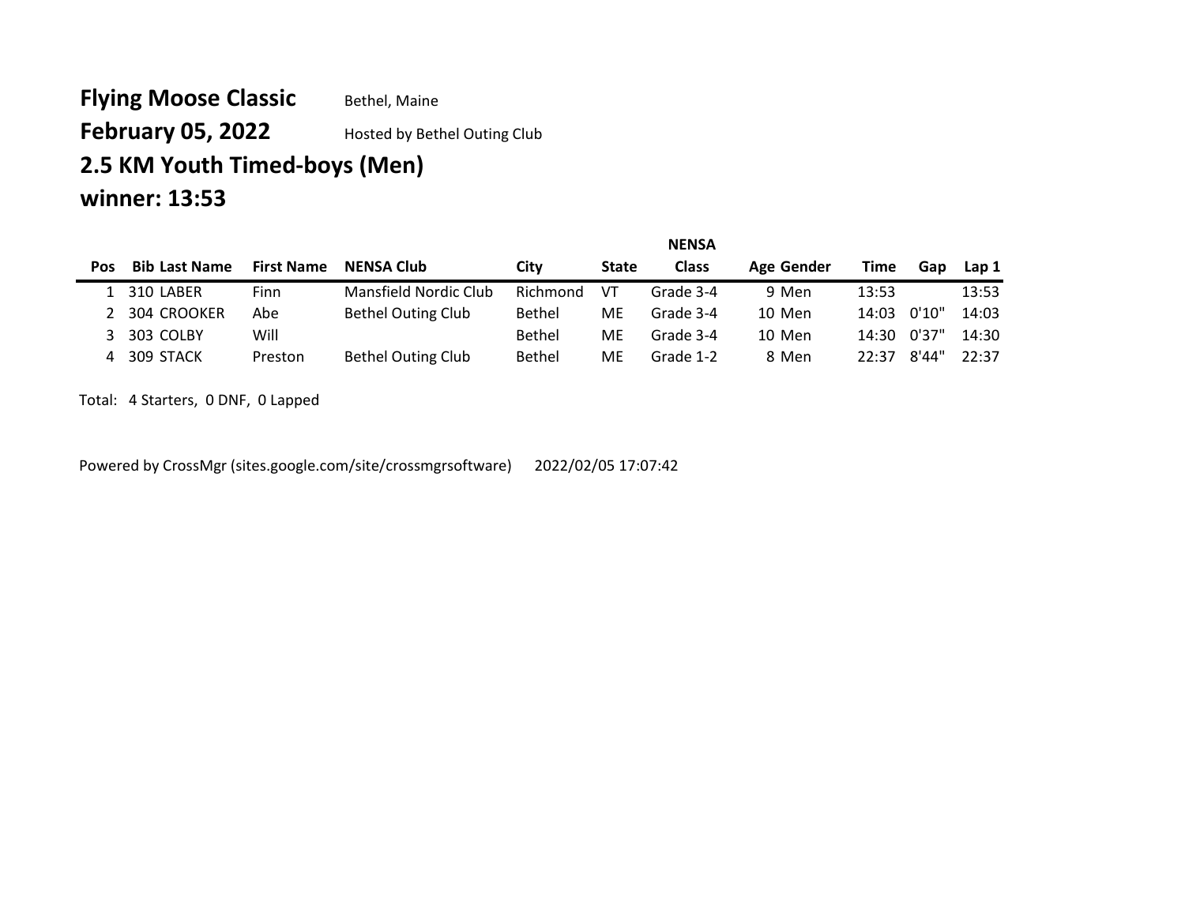# Flying Moose Classic

Bethel, Maine

## February 05, 2022

Hosted by Bethel Outing Club

## 2.5 KM Youth Timed-boys (Men)

## winner: 13:53

| Pos | Bib | Last Name | First Name | NENSA Club | City | State | NENSA Class | Age | Gender | Time | Gap | Lap 1 |
|---|---|---|---|---|---|---|---|---|---|---|---|---|
| 1 | 310 | LABER | Finn | Mansfield Nordic Club | Richmond | VT | Grade 3-4 | 9 | Men | 13:53 | | 13:53 |
| 2 | 304 | CROOKER | Abe | Bethel Outing Club | Bethel | ME | Grade 3-4 | 10 | Men | 14:03 | 0'10" | 14:03 |
| 3 | 303 | COLBY | Will | | Bethel | ME | Grade 3-4 | 10 | Men | 14:30 | 0'37" | 14:30 |
| 4 | 309 | STACK | Preston | Bethel Outing Club | Bethel | ME | Grade 1-2 | 8 | Men | 22:37 | 8'44" | 22:37 |

Total: 4 Starters, 0 DNF, 0 Lapped

Powered by CrossMgr (sites.google.com/site/crossmgrsoftware) 2022/02/05 17:07:42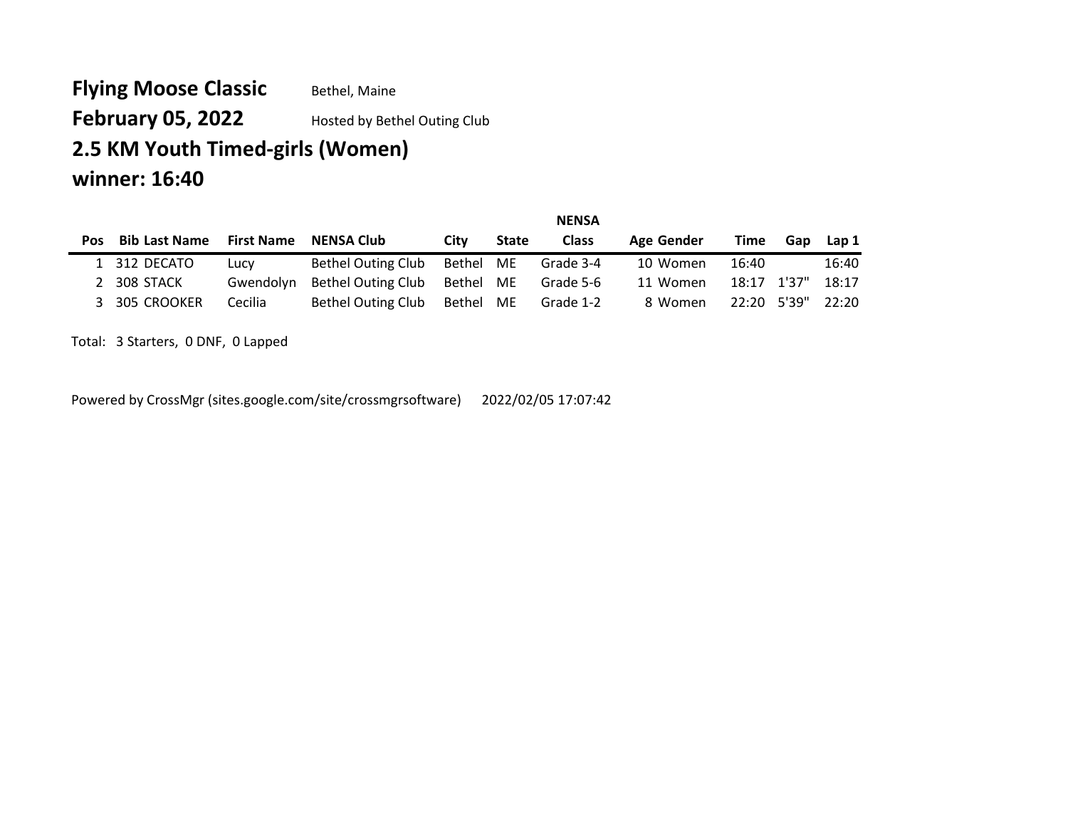**Flying Moose Classic** Bethel, Maine

**February 05, 2022** Hosted by Bethel Outing Club

## 2.5 KM Youth Timed-girls (Women)

## winner: 16:40

| Pos | Bib | Last Name | First Name | NENSA Club | City | State | NENSA Class | Age | Gender | Time | Gap | Lap 1 |
|---|---|---|---|---|---|---|---|---|---|---|---|---|
| 1 | 312 | DECATO | Lucy | Bethel Outing Club | Bethel | ME | Grade 3-4 | 10 | Women | 16:40 | | 16:40 |
| 2 | 308 | STACK | Gwendolyn | Bethel Outing Club | Bethel | ME | Grade 5-6 | 11 | Women | 18:17 | 1'37" | 18:17 |
| 3 | 305 | CROOKER | Cecilia | Bethel Outing Club | Bethel | ME | Grade 1-2 | 8 | Women | 22:20 | 5'39" | 22:20 |

Total: 3 Starters, 0 DNF, 0 Lapped

Powered by CrossMgr (sites.google.com/site/crossmgrsoftware) 2022/02/05 17:07:42